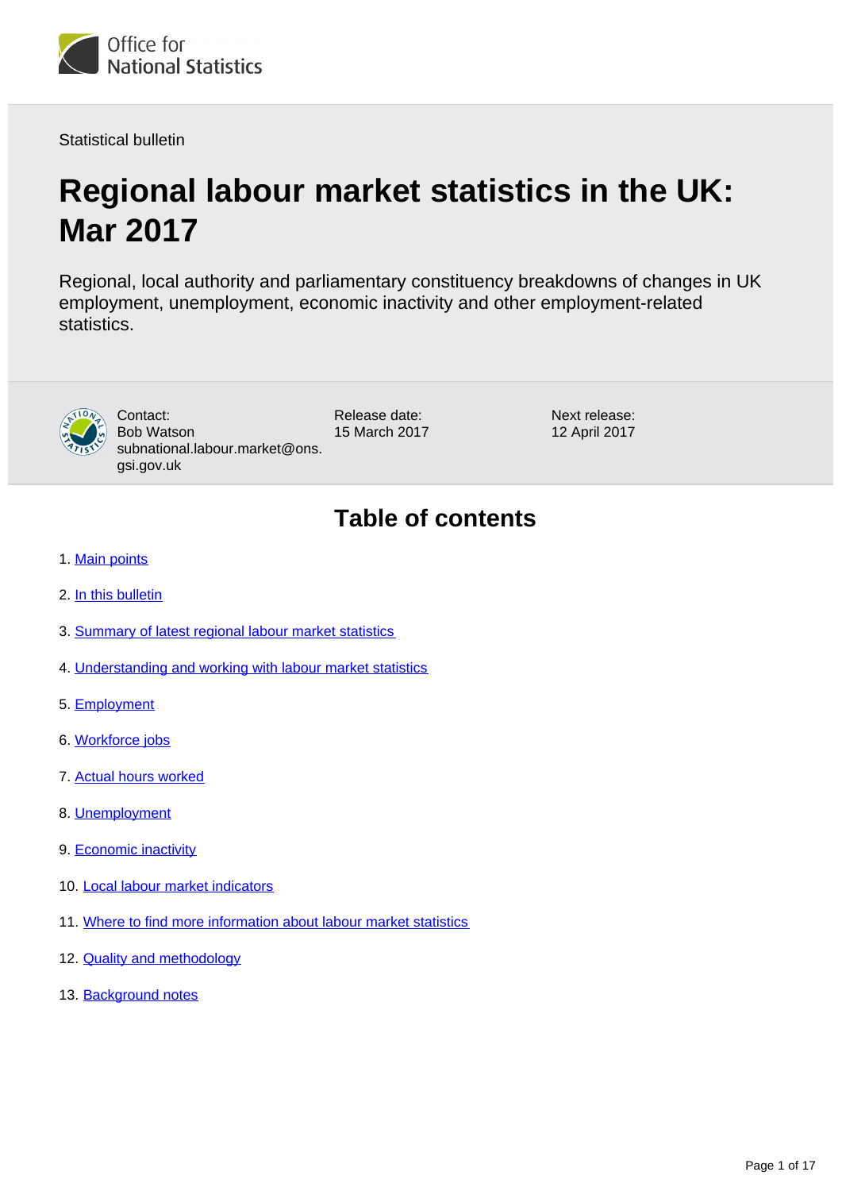Office for National Statistics

Statistical bulletin

# Regional labour market statistics in the UK: Mar 2017

Regional, local authority and parliamentary constituency breakdowns of changes in UK employment, unemployment, economic inactivity and other employment-related statistics.

Contact:
Bob Watson
subnational.labour.market@ons.gsi.gov.uk

Release date:
15 March 2017

Next release:
12 April 2017

## Table of contents

1. Main points
2. In this bulletin
3. Summary of latest regional labour market statistics
4. Understanding and working with labour market statistics
5. Employment
6. Workforce jobs
7. Actual hours worked
8. Unemployment
9. Economic inactivity
10. Local labour market indicators
11. Where to find more information about labour market statistics
12. Quality and methodology
13. Background notes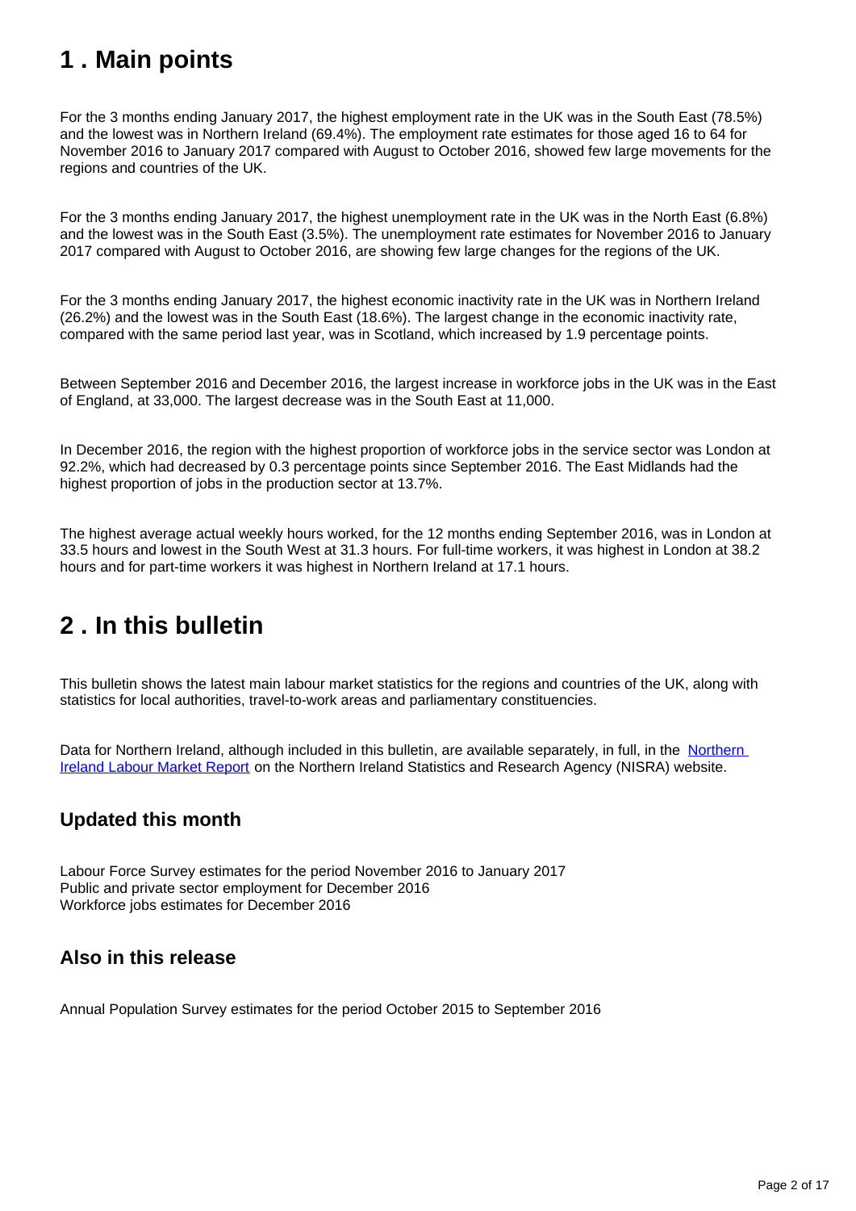## 1 . Main points

For the 3 months ending January 2017, the highest employment rate in the UK was in the South East (78.5%) and the lowest was in Northern Ireland (69.4%). The employment rate estimates for those aged 16 to 64 for November 2016 to January 2017 compared with August to October 2016, showed few large movements for the regions and countries of the UK.

For the 3 months ending January 2017, the highest unemployment rate in the UK was in the North East (6.8%) and the lowest was in the South East (3.5%). The unemployment rate estimates for November 2016 to January 2017 compared with August to October 2016, are showing few large changes for the regions of the UK.

For the 3 months ending January 2017, the highest economic inactivity rate in the UK was in Northern Ireland (26.2%) and the lowest was in the South East (18.6%). The largest change in the economic inactivity rate, compared with the same period last year, was in Scotland, which increased by 1.9 percentage points.

Between September 2016 and December 2016, the largest increase in workforce jobs in the UK was in the East of England, at 33,000. The largest decrease was in the South East at 11,000.

In December 2016, the region with the highest proportion of workforce jobs in the service sector was London at 92.2%, which had decreased by 0.3 percentage points since September 2016. The East Midlands had the highest proportion of jobs in the production sector at 13.7%.

The highest average actual weekly hours worked, for the 12 months ending September 2016, was in London at 33.5 hours and lowest in the South West at 31.3 hours. For full-time workers, it was highest in London at 38.2 hours and for part-time workers it was highest in Northern Ireland at 17.1 hours.

## 2 . In this bulletin

This bulletin shows the latest main labour market statistics for the regions and countries of the UK, along with statistics for local authorities, travel-to-work areas and parliamentary constituencies.

Data for Northern Ireland, although included in this bulletin, are available separately, in full, in the [Northern Ireland Labour Market Report] on the Northern Ireland Statistics and Research Agency (NISRA) website.

### Updated this month

Labour Force Survey estimates for the period November 2016 to January 2017
Public and private sector employment for December 2016
Workforce jobs estimates for December 2016

### Also in this release

Annual Population Survey estimates for the period October 2015 to September 2016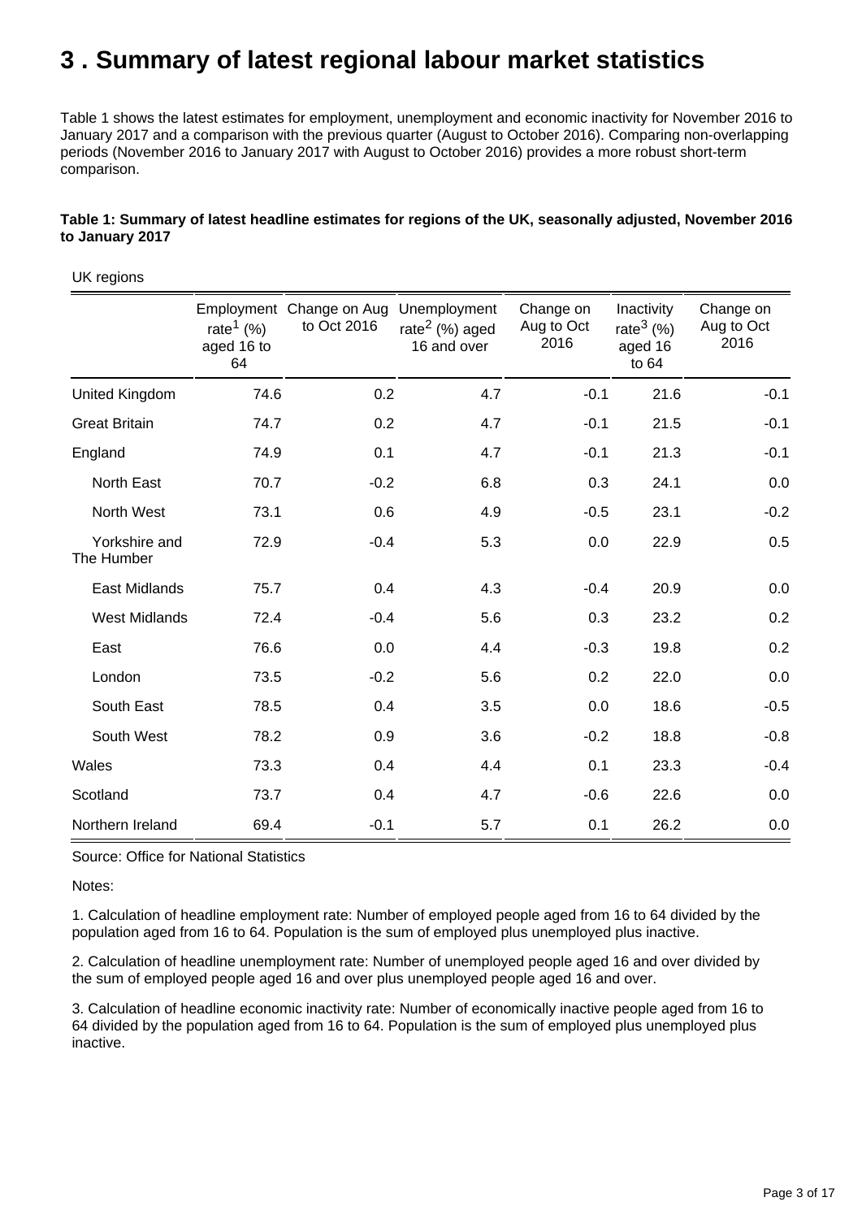## 3 . Summary of latest regional labour market statistics

Table 1 shows the latest estimates for employment, unemployment and economic inactivity for November 2016 to January 2017 and a comparison with the previous quarter (August to October 2016). Comparing non-overlapping periods (November 2016 to January 2017 with August to October 2016) provides a more robust short-term comparison.

**Table 1: Summary of latest headline estimates for regions of the UK, seasonally adjusted, November 2016 to January 2017**

UK regions

| | Employment rate[1] (%) aged 16 to 64 | Change on Aug to Oct 2016 | Unemployment rate[2] (%) aged 16 and over | Change on Aug to Oct 2016 | Inactivity rate[3] (%) aged 16 to 64 | Change on Aug to Oct 2016 |
|---|---|---|---|---|---|---|
| United Kingdom | 74.6 | 0.2 | 4.7 | -0.1 | 21.6 | -0.1 |
| Great Britain | 74.7 | 0.2 | 4.7 | -0.1 | 21.5 | -0.1 |
| England | 74.9 | 0.1 | 4.7 | -0.1 | 21.3 | -0.1 |
| North East | 70.7 | -0.2 | 6.8 | 0.3 | 24.1 | 0.0 |
| North West | 73.1 | 0.6 | 4.9 | -0.5 | 23.1 | -0.2 |
| Yorkshire and The Humber | 72.9 | -0.4 | 5.3 | 0.0 | 22.9 | 0.5 |
| East Midlands | 75.7 | 0.4 | 4.3 | -0.4 | 20.9 | 0.0 |
| West Midlands | 72.4 | -0.4 | 5.6 | 0.3 | 23.2 | 0.2 |
| East | 76.6 | 0.0 | 4.4 | -0.3 | 19.8 | 0.2 |
| London | 73.5 | -0.2 | 5.6 | 0.2 | 22.0 | 0.0 |
| South East | 78.5 | 0.4 | 3.5 | 0.0 | 18.6 | -0.5 |
| South West | 78.2 | 0.9 | 3.6 | -0.2 | 18.8 | -0.8 |
| Wales | 73.3 | 0.4 | 4.4 | 0.1 | 23.3 | -0.4 |
| Scotland | 73.7 | 0.4 | 4.7 | -0.6 | 22.6 | 0.0 |
| Northern Ireland | 69.4 | -0.1 | 5.7 | 0.1 | 26.2 | 0.0 |

Source: Office for National Statistics

Notes:

1. Calculation of headline employment rate: Number of employed people aged from 16 to 64 divided by the population aged from 16 to 64. Population is the sum of employed plus unemployed plus inactive.

2. Calculation of headline unemployment rate: Number of unemployed people aged 16 and over divided by the sum of employed people aged 16 and over plus unemployed people aged 16 and over.

3. Calculation of headline economic inactivity rate: Number of economically inactive people aged from 16 to 64 divided by the population aged from 16 to 64. Population is the sum of employed plus unemployed plus inactive.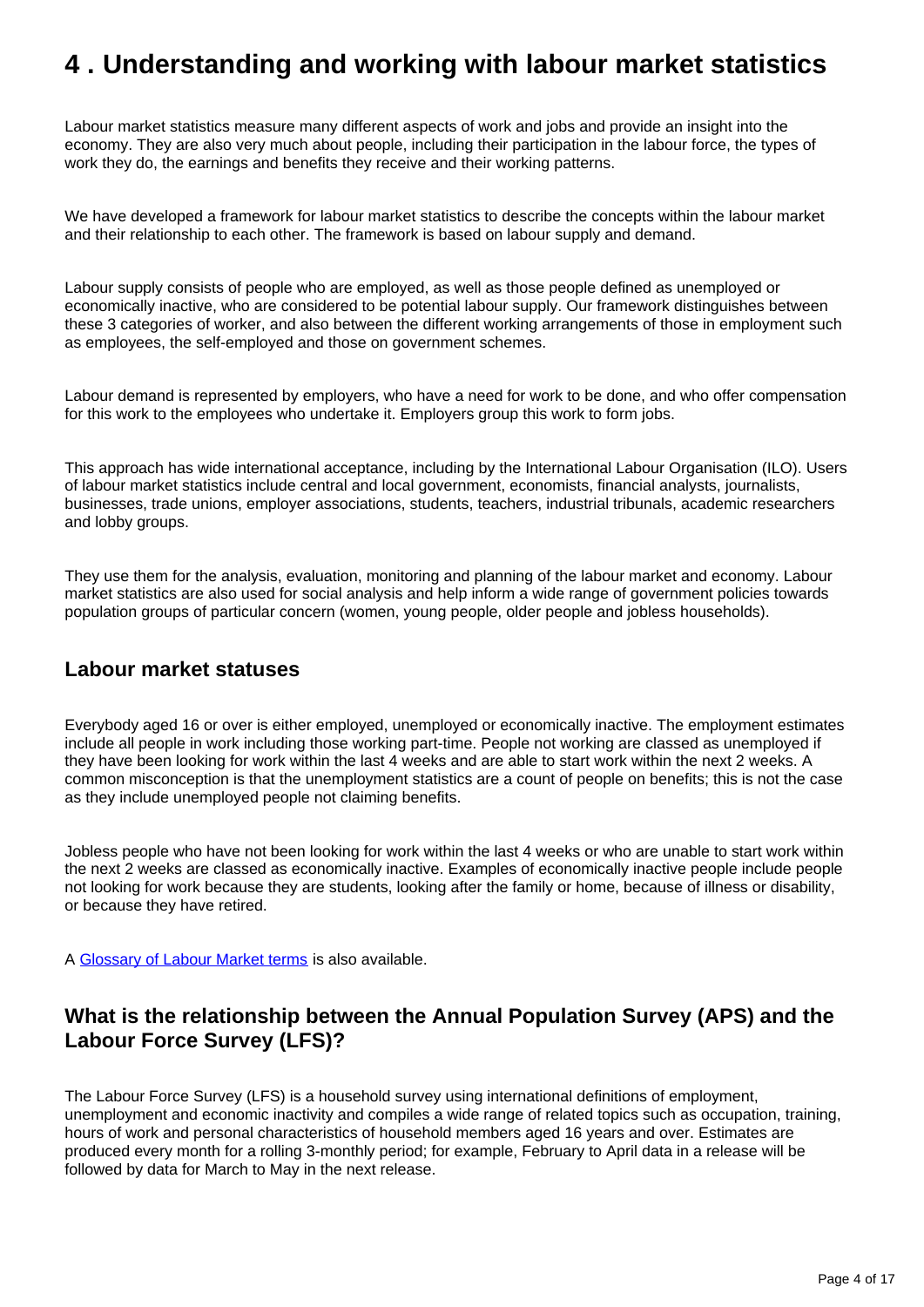# 4 . Understanding and working with labour market statistics

Labour market statistics measure many different aspects of work and jobs and provide an insight into the economy. They are also very much about people, including their participation in the labour force, the types of work they do, the earnings and benefits they receive and their working patterns.

We have developed a framework for labour market statistics to describe the concepts within the labour market and their relationship to each other. The framework is based on labour supply and demand.

Labour supply consists of people who are employed, as well as those people defined as unemployed or economically inactive, who are considered to be potential labour supply. Our framework distinguishes between these 3 categories of worker, and also between the different working arrangements of those in employment such as employees, the self-employed and those on government schemes.

Labour demand is represented by employers, who have a need for work to be done, and who offer compensation for this work to the employees who undertake it. Employers group this work to form jobs.

This approach has wide international acceptance, including by the International Labour Organisation (ILO). Users of labour market statistics include central and local government, economists, financial analysts, journalists, businesses, trade unions, employer associations, students, teachers, industrial tribunals, academic researchers and lobby groups.

They use them for the analysis, evaluation, monitoring and planning of the labour market and economy. Labour market statistics are also used for social analysis and help inform a wide range of government policies towards population groups of particular concern (women, young people, older people and jobless households).

## Labour market statuses

Everybody aged 16 or over is either employed, unemployed or economically inactive. The employment estimates include all people in work including those working part-time. People not working are classed as unemployed if they have been looking for work within the last 4 weeks and are able to start work within the next 2 weeks. A common misconception is that the unemployment statistics are a count of people on benefits; this is not the case as they include unemployed people not claiming benefits.

Jobless people who have not been looking for work within the last 4 weeks or who are unable to start work within the next 2 weeks are classed as economically inactive. Examples of economically inactive people include people not looking for work because they are students, looking after the family or home, because of illness or disability, or because they have retired.

A Glossary of Labour Market terms is also available.

## What is the relationship between the Annual Population Survey (APS) and the Labour Force Survey (LFS)?

The Labour Force Survey (LFS) is a household survey using international definitions of employment, unemployment and economic inactivity and compiles a wide range of related topics such as occupation, training, hours of work and personal characteristics of household members aged 16 years and over. Estimates are produced every month for a rolling 3-monthly period; for example, February to April data in a release will be followed by data for March to May in the next release.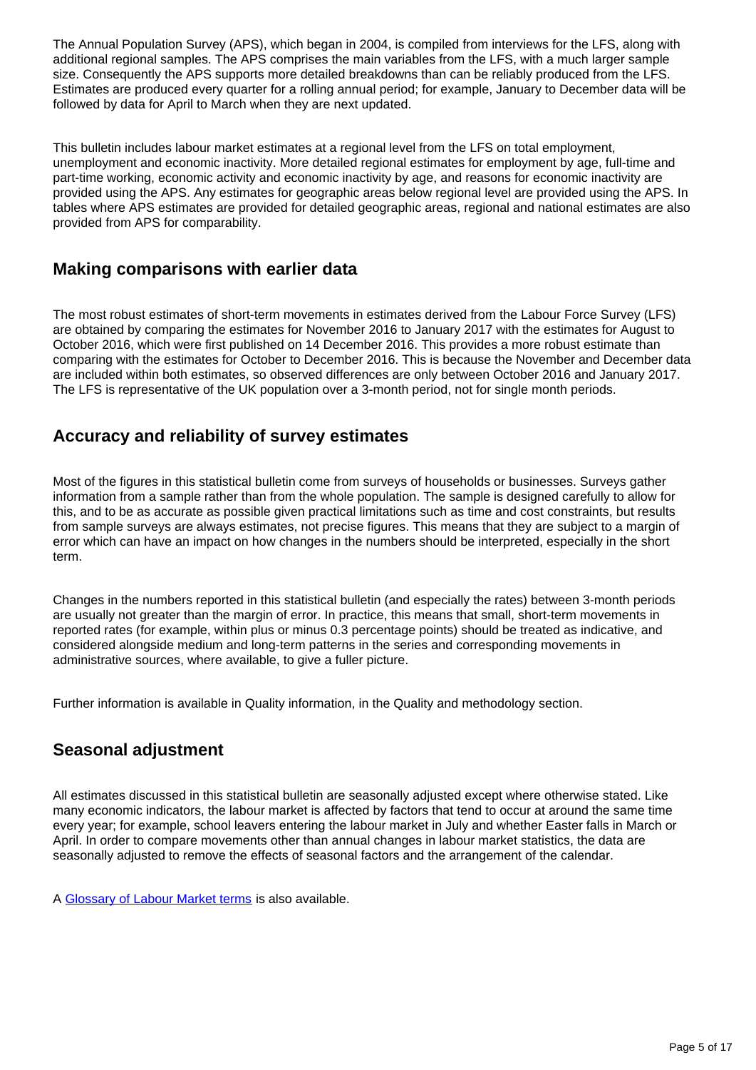The Annual Population Survey (APS), which began in 2004, is compiled from interviews for the LFS, along with additional regional samples. The APS comprises the main variables from the LFS, with a much larger sample size. Consequently the APS supports more detailed breakdowns than can be reliably produced from the LFS. Estimates are produced every quarter for a rolling annual period; for example, January to December data will be followed by data for April to March when they are next updated.

This bulletin includes labour market estimates at a regional level from the LFS on total employment, unemployment and economic inactivity. More detailed regional estimates for employment by age, full-time and part-time working, economic activity and economic inactivity by age, and reasons for economic inactivity are provided using the APS. Any estimates for geographic areas below regional level are provided using the APS. In tables where APS estimates are provided for detailed geographic areas, regional and national estimates are also provided from APS for comparability.

## Making comparisons with earlier data

The most robust estimates of short-term movements in estimates derived from the Labour Force Survey (LFS) are obtained by comparing the estimates for November 2016 to January 2017 with the estimates for August to October 2016, which were first published on 14 December 2016. This provides a more robust estimate than comparing with the estimates for October to December 2016. This is because the November and December data are included within both estimates, so observed differences are only between October 2016 and January 2017. The LFS is representative of the UK population over a 3-month period, not for single month periods.

## Accuracy and reliability of survey estimates

Most of the figures in this statistical bulletin come from surveys of households or businesses. Surveys gather information from a sample rather than from the whole population. The sample is designed carefully to allow for this, and to be as accurate as possible given practical limitations such as time and cost constraints, but results from sample surveys are always estimates, not precise figures. This means that they are subject to a margin of error which can have an impact on how changes in the numbers should be interpreted, especially in the short term.

Changes in the numbers reported in this statistical bulletin (and especially the rates) between 3-month periods are usually not greater than the margin of error. In practice, this means that small, short-term movements in reported rates (for example, within plus or minus 0.3 percentage points) should be treated as indicative, and considered alongside medium and long-term patterns in the series and corresponding movements in administrative sources, where available, to give a fuller picture.

Further information is available in Quality information, in the Quality and methodology section.

## Seasonal adjustment

All estimates discussed in this statistical bulletin are seasonally adjusted except where otherwise stated. Like many economic indicators, the labour market is affected by factors that tend to occur at around the same time every year; for example, school leavers entering the labour market in July and whether Easter falls in March or April. In order to compare movements other than annual changes in labour market statistics, the data are seasonally adjusted to remove the effects of seasonal factors and the arrangement of the calendar.

A Glossary of Labour Market terms is also available.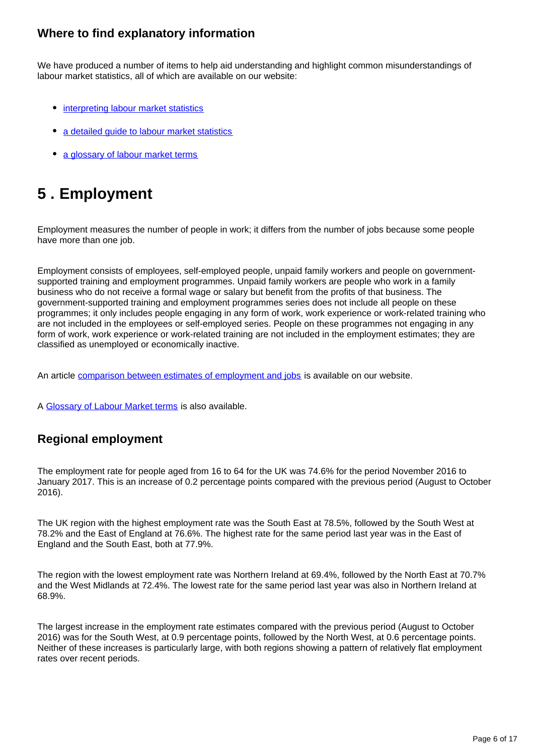### Where to find explanatory information

We have produced a number of items to help aid understanding and highlight common misunderstandings of labour market statistics, all of which are available on our website:

- interpreting labour market statistics
- a detailed guide to labour market statistics
- a glossary of labour market terms

## 5 . Employment

Employment measures the number of people in work; it differs from the number of jobs because some people have more than one job.

Employment consists of employees, self-employed people, unpaid family workers and people on government-supported training and employment programmes. Unpaid family workers are people who work in a family business who do not receive a formal wage or salary but benefit from the profits of that business. The government-supported training and employment programmes series does not include all people on these programmes; it only includes people engaging in any form of work, work experience or work-related training who are not included in the employees or self-employed series. People on these programmes not engaging in any form of work, work experience or work-related training are not included in the employment estimates; they are classified as unemployed or economically inactive.

An article comparison between estimates of employment and jobs is available on our website.

A Glossary of Labour Market terms is also available.

### Regional employment

The employment rate for people aged from 16 to 64 for the UK was 74.6% for the period November 2016 to January 2017. This is an increase of 0.2 percentage points compared with the previous period (August to October 2016).

The UK region with the highest employment rate was the South East at 78.5%, followed by the South West at 78.2% and the East of England at 76.6%. The highest rate for the same period last year was in the East of England and the South East, both at 77.9%.

The region with the lowest employment rate was Northern Ireland at 69.4%, followed by the North East at 70.7% and the West Midlands at 72.4%. The lowest rate for the same period last year was also in Northern Ireland at 68.9%.

The largest increase in the employment rate estimates compared with the previous period (August to October 2016) was for the South West, at 0.9 percentage points, followed by the North West, at 0.6 percentage points. Neither of these increases is particularly large, with both regions showing a pattern of relatively flat employment rates over recent periods.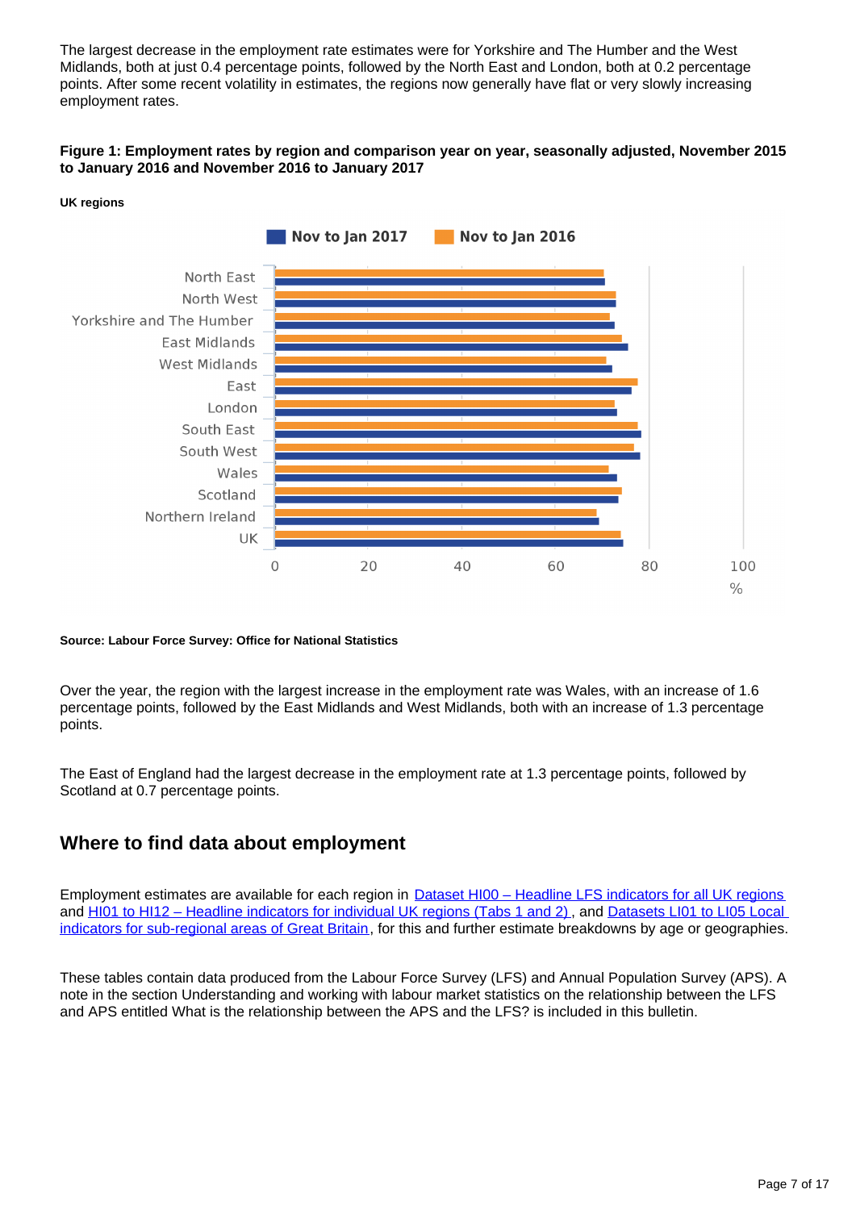The largest decrease in the employment rate estimates were for Yorkshire and The Humber and the West Midlands, both at just 0.4 percentage points, followed by the North East and London, both at 0.2 percentage points. After some recent volatility in estimates, the regions now generally have flat or very slowly increasing employment rates.

**Figure 1: Employment rates by region and comparison year on year, seasonally adjusted, November 2015 to January 2016 and November 2016 to January 2017**

**UK regions**

Nov to Jan 2017
Nov to Jan 2016

North East
North West
Yorkshire and The Humber
East Midlands
West Midlands
East
London
South East
South West
Wales
Scotland
Northern Ireland
UK

0
20
40
60
80
100
%

**Source: Labour Force Survey: Office for National Statistics**

Over the year, the region with the largest increase in the employment rate was Wales, with an increase of 1.6 percentage points, followed by the East Midlands and West Midlands, both with an increase of 1.3 percentage points.

The East of England had the largest decrease in the employment rate at 1.3 percentage points, followed by Scotland at 0.7 percentage points.

## Where to find data about employment

Employment estimates are available for each region in Dataset HI00 – Headline LFS indicators for all UK regions and HI01 to HI12 – Headline indicators for individual UK regions (Tabs 1 and 2), and Datasets LI01 to LI05 Local indicators for sub-regional areas of Great Britain, for this and further estimate breakdowns by age or geographies.

These tables contain data produced from the Labour Force Survey (LFS) and Annual Population Survey (APS). A note in the section Understanding and working with labour market statistics on the relationship between the LFS and APS entitled What is the relationship between the APS and the LFS? is included in this bulletin.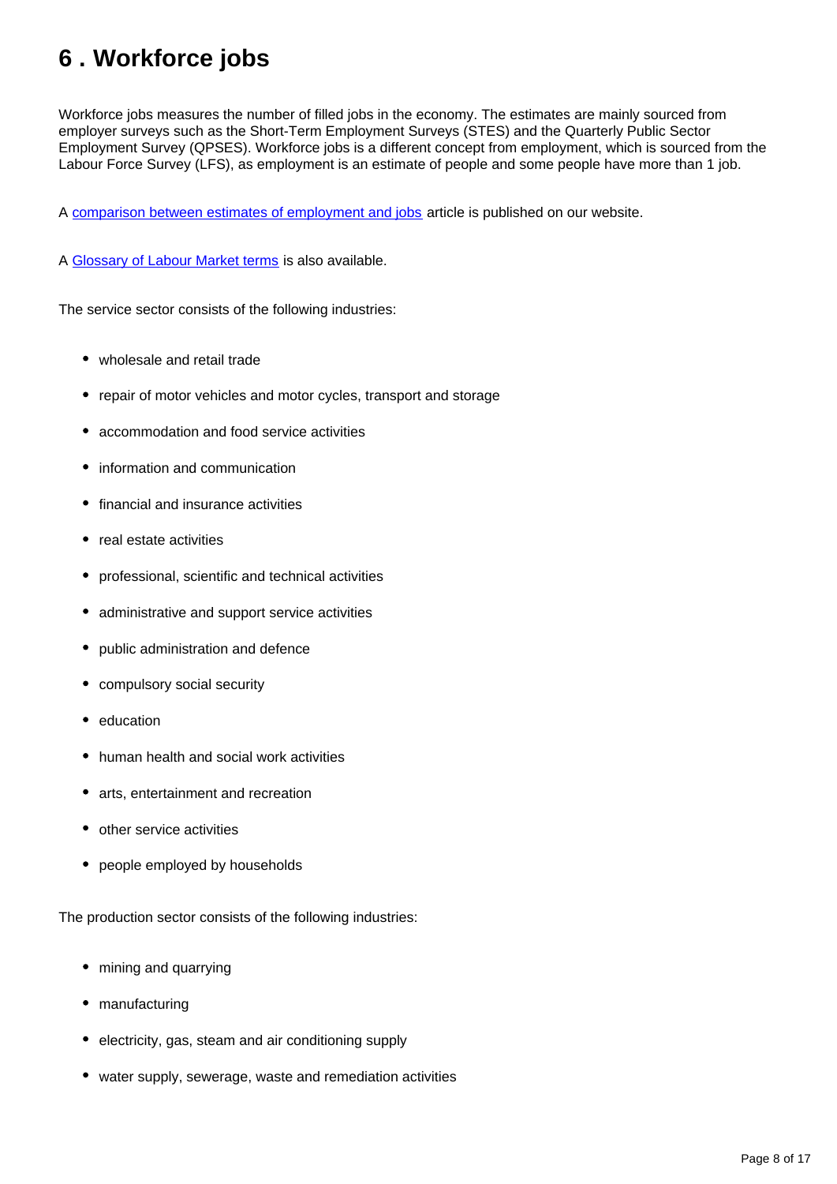## 6 . Workforce jobs

Workforce jobs measures the number of filled jobs in the economy. The estimates are mainly sourced from employer surveys such as the Short-Term Employment Surveys (STES) and the Quarterly Public Sector Employment Survey (QPSES). Workforce jobs is a different concept from employment, which is sourced from the Labour Force Survey (LFS), as employment is an estimate of people and some people have more than 1 job.

A comparison between estimates of employment and jobs article is published on our website.

A Glossary of Labour Market terms is also available.

The service sector consists of the following industries:

- wholesale and retail trade
- repair of motor vehicles and motor cycles, transport and storage
- accommodation and food service activities
- information and communication
- financial and insurance activities
- real estate activities
- professional, scientific and technical activities
- administrative and support service activities
- public administration and defence
- compulsory social security
- education
- human health and social work activities
- arts, entertainment and recreation
- other service activities
- people employed by households

The production sector consists of the following industries:

- mining and quarrying
- manufacturing
- electricity, gas, steam and air conditioning supply
- water supply, sewerage, waste and remediation activities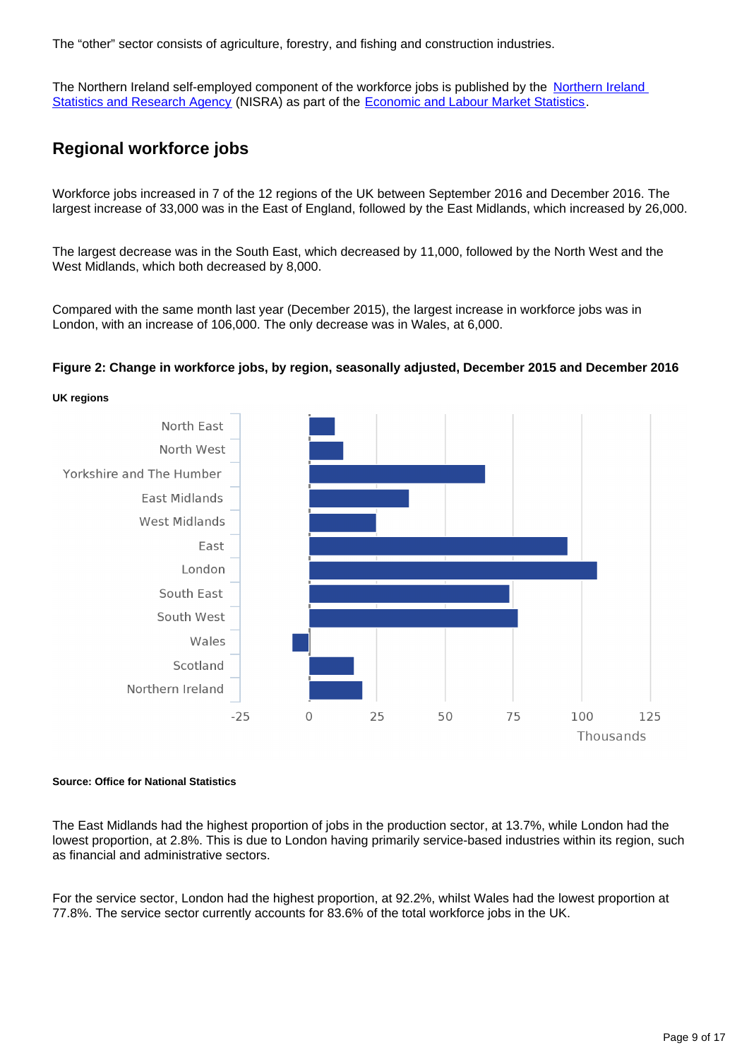The "other" sector consists of agriculture, forestry, and fishing and construction industries.

The Northern Ireland self-employed component of the workforce jobs is published by the Northern Ireland Statistics and Research Agency (NISRA) as part of the Economic and Labour Market Statistics.

## Regional workforce jobs

Workforce jobs increased in 7 of the 12 regions of the UK between September 2016 and December 2016. The largest increase of 33,000 was in the East of England, followed by the East Midlands, which increased by 26,000.

The largest decrease was in the South East, which decreased by 11,000, followed by the North West and the West Midlands, which both decreased by 8,000.

Compared with the same month last year (December 2015), the largest increase in workforce jobs was in London, with an increase of 106,000. The only decrease was in Wales, at 6,000.

**Figure 2: Change in workforce jobs, by region, seasonally adjusted, December 2015 and December 2016**

**UK regions**

North East
North West
Yorkshire and The Humber
East Midlands
West Midlands
East
London
South East
South West
Wales
Scotland
Northern Ireland

-25 0 25 50 75 100 125
Thousands

**Source: Office for National Statistics**

The East Midlands had the highest proportion of jobs in the production sector, at 13.7%, while London had the lowest proportion, at 2.8%. This is due to London having primarily service-based industries within its region, such as financial and administrative sectors.

For the service sector, London had the highest proportion, at 92.2%, whilst Wales had the lowest proportion at 77.8%. The service sector currently accounts for 83.6% of the total workforce jobs in the UK.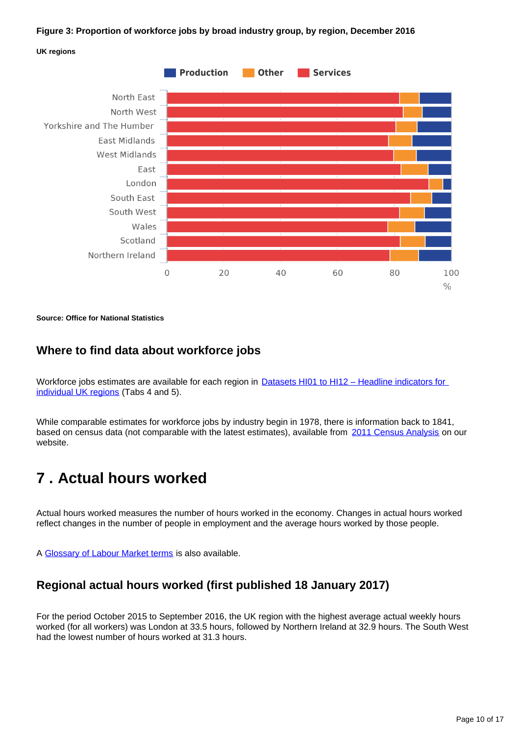**Figure 3: Proportion of workforce jobs by broad industry group, by region, December 2016**

**UK regions**

Production
Other
Services

North East
North West
Yorkshire and The Humber
East Midlands
West Midlands
East
London
South East
South West
Wales
Scotland
Northern Ireland

0
20
40
60
80
100
%

**Source: Office for National Statistics**

## Where to find data about workforce jobs

Workforce jobs estimates are available for each region in Datasets HI01 to HI12 – Headline indicators for individual UK regions (Tabs 4 and 5).

While comparable estimates for workforce jobs by industry begin in 1978, there is information back to 1841, based on census data (not comparable with the latest estimates), available from 2011 Census Analysis on our website.

# 7 . Actual hours worked

Actual hours worked measures the number of hours worked in the economy. Changes in actual hours worked reflect changes in the number of people in employment and the average hours worked by those people.

A Glossary of Labour Market terms is also available.

## Regional actual hours worked (first published 18 January 2017)

For the period October 2015 to September 2016, the UK region with the highest average actual weekly hours worked (for all workers) was London at 33.5 hours, followed by Northern Ireland at 32.9 hours. The South West had the lowest number of hours worked at 31.3 hours.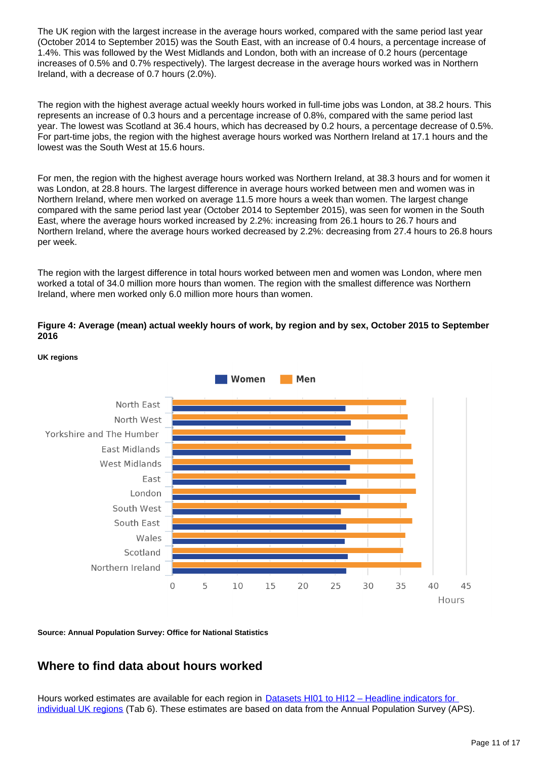The UK region with the largest increase in the average hours worked, compared with the same period last year (October 2014 to September 2015) was the South East, with an increase of 0.4 hours, a percentage increase of 1.4%. This was followed by the West Midlands and London, both with an increase of 0.2 hours (percentage increases of 0.5% and 0.7% respectively). The largest decrease in the average hours worked was in Northern Ireland, with a decrease of 0.7 hours (2.0%).

The region with the highest average actual weekly hours worked in full-time jobs was London, at 38.2 hours. This represents an increase of 0.3 hours and a percentage increase of 0.8%, compared with the same period last year. The lowest was Scotland at 36.4 hours, which has decreased by 0.2 hours, a percentage decrease of 0.5%. For part-time jobs, the region with the highest average hours worked was Northern Ireland at 17.1 hours and the lowest was the South West at 15.6 hours.

For men, the region with the highest average hours worked was Northern Ireland, at 38.3 hours and for women it was London, at 28.8 hours. The largest difference in average hours worked between men and women was in Northern Ireland, where men worked on average 11.5 more hours a week than women. The largest change compared with the same period last year (October 2014 to September 2015), was seen for women in the South East, where the average hours worked increased by 2.2%: increasing from 26.1 hours to 26.7 hours and Northern Ireland, where the average hours worked decreased by 2.2%: decreasing from 27.4 hours to 26.8 hours per week.

The region with the largest difference in total hours worked between men and women was London, where men worked a total of 34.0 million more hours than women. The region with the smallest difference was Northern Ireland, where men worked only 6.0 million more hours than women.

**Figure 4: Average (mean) actual weekly hours of work, by region and by sex, October 2015 to September 2016**

**UK regions**

Women
Men

North East
North West
Yorkshire and The Humber
East Midlands
West Midlands
East
London
South West
South East
Wales
Scotland
Northern Ireland

0 5 10 15 20 25 30 35 40 45
Hours

**Source: Annual Population Survey: Office for National Statistics**

## Where to find data about hours worked

Hours worked estimates are available for each region in [Datasets HI01 to HI12 – Headline indicators for individual UK regions](#) (Tab 6). These estimates are based on data from the Annual Population Survey (APS).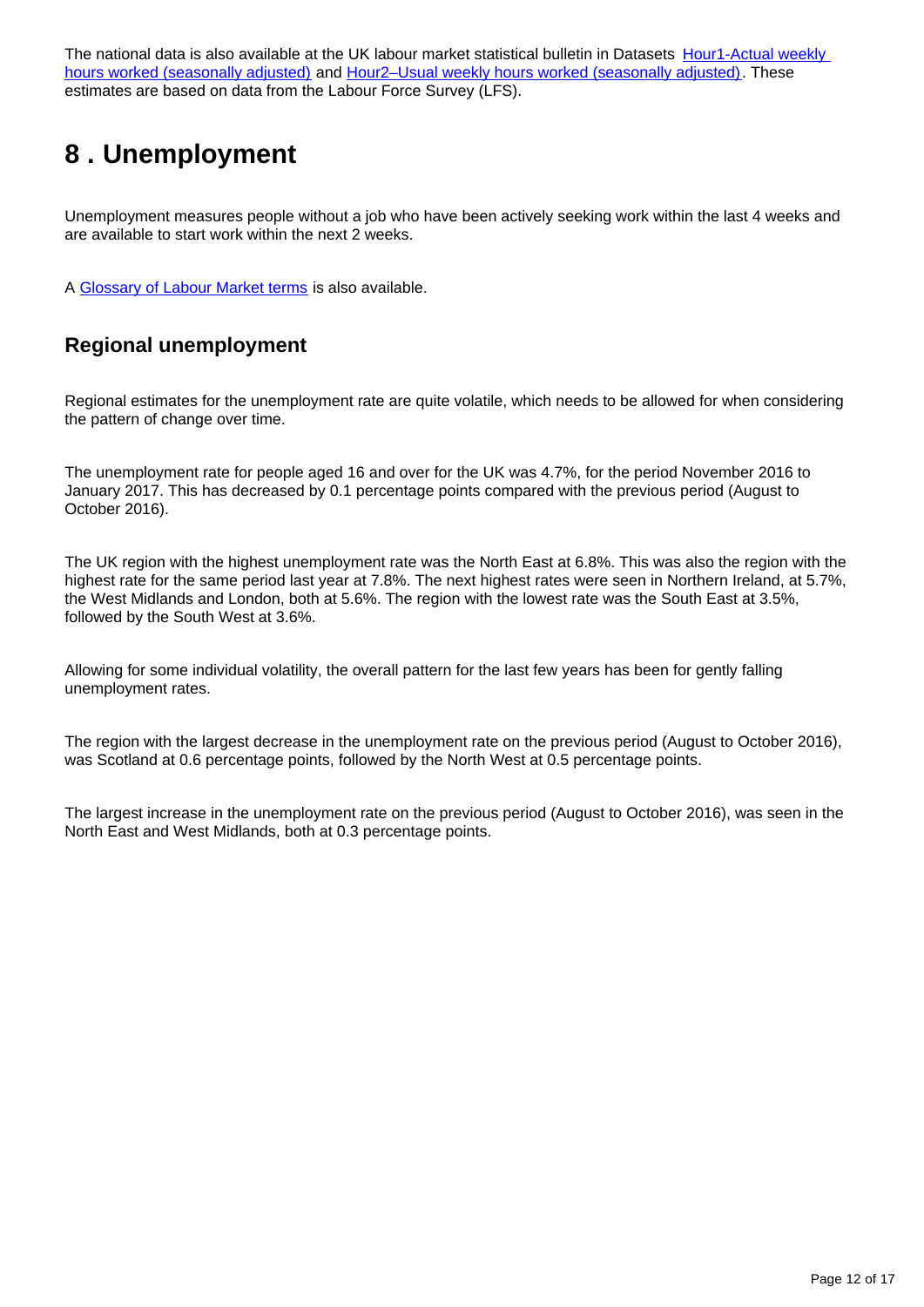The national data is also available at the UK labour market statistical bulletin in Datasets [Hour1-Actual weekly hours worked (seasonally adjusted)] and [Hour2–Usual weekly hours worked (seasonally adjusted)]. These estimates are based on data from the Labour Force Survey (LFS).

## 8 . Unemployment

Unemployment measures people without a job who have been actively seeking work within the last 4 weeks and are available to start work within the next 2 weeks.

A Glossary of Labour Market terms is also available.

### Regional unemployment

Regional estimates for the unemployment rate are quite volatile, which needs to be allowed for when considering the pattern of change over time.

The unemployment rate for people aged 16 and over for the UK was 4.7%, for the period November 2016 to January 2017. This has decreased by 0.1 percentage points compared with the previous period (August to October 2016).

The UK region with the highest unemployment rate was the North East at 6.8%. This was also the region with the highest rate for the same period last year at 7.8%. The next highest rates were seen in Northern Ireland, at 5.7%, the West Midlands and London, both at 5.6%. The region with the lowest rate was the South East at 3.5%, followed by the South West at 3.6%.

Allowing for some individual volatility, the overall pattern for the last few years has been for gently falling unemployment rates.

The region with the largest decrease in the unemployment rate on the previous period (August to October 2016), was Scotland at 0.6 percentage points, followed by the North West at 0.5 percentage points.

The largest increase in the unemployment rate on the previous period (August to October 2016), was seen in the North East and West Midlands, both at 0.3 percentage points.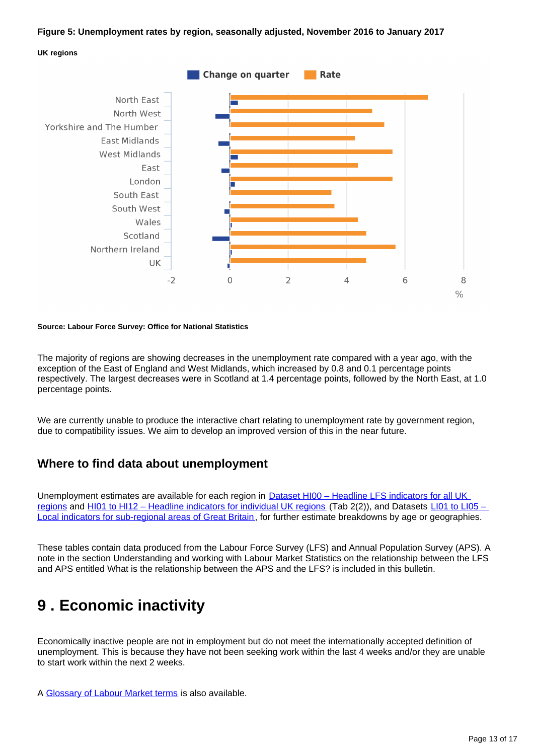**Figure 5: Unemployment rates by region, seasonally adjusted, November 2016 to January 2017**

**UK regions**

Change on quarter
Rate

North East
North West
Yorkshire and The Humber
East Midlands
West Midlands
East
London
South East
South West
Wales
Scotland
Northern Ireland
UK

-2
0
2
4
6
8
%

**Source: Labour Force Survey: Office for National Statistics**

The majority of regions are showing decreases in the unemployment rate compared with a year ago, with the exception of the East of England and West Midlands, which increased by 0.8 and 0.1 percentage points respectively. The largest decreases were in Scotland at 1.4 percentage points, followed by the North East, at 1.0 percentage points.

We are currently unable to produce the interactive chart relating to unemployment rate by government region, due to compatibility issues. We aim to develop an improved version of this in the near future.

## Where to find data about unemployment

Unemployment estimates are available for each region in Dataset HI00 – Headline LFS indicators for all UK regions and HI01 to HI12 – Headline indicators for individual UK regions (Tab 2(2)), and Datasets LI01 to LI05 – Local indicators for sub-regional areas of Great Britain, for further estimate breakdowns by age or geographies.

These tables contain data produced from the Labour Force Survey (LFS) and Annual Population Survey (APS). A note in the section Understanding and working with Labour Market Statistics on the relationship between the LFS and APS entitled What is the relationship between the APS and the LFS? is included in this bulletin.

# 9 . Economic inactivity

Economically inactive people are not in employment but do not meet the internationally accepted definition of unemployment. This is because they have not been seeking work within the last 4 weeks and/or they are unable to start work within the next 2 weeks.

A Glossary of Labour Market terms is also available.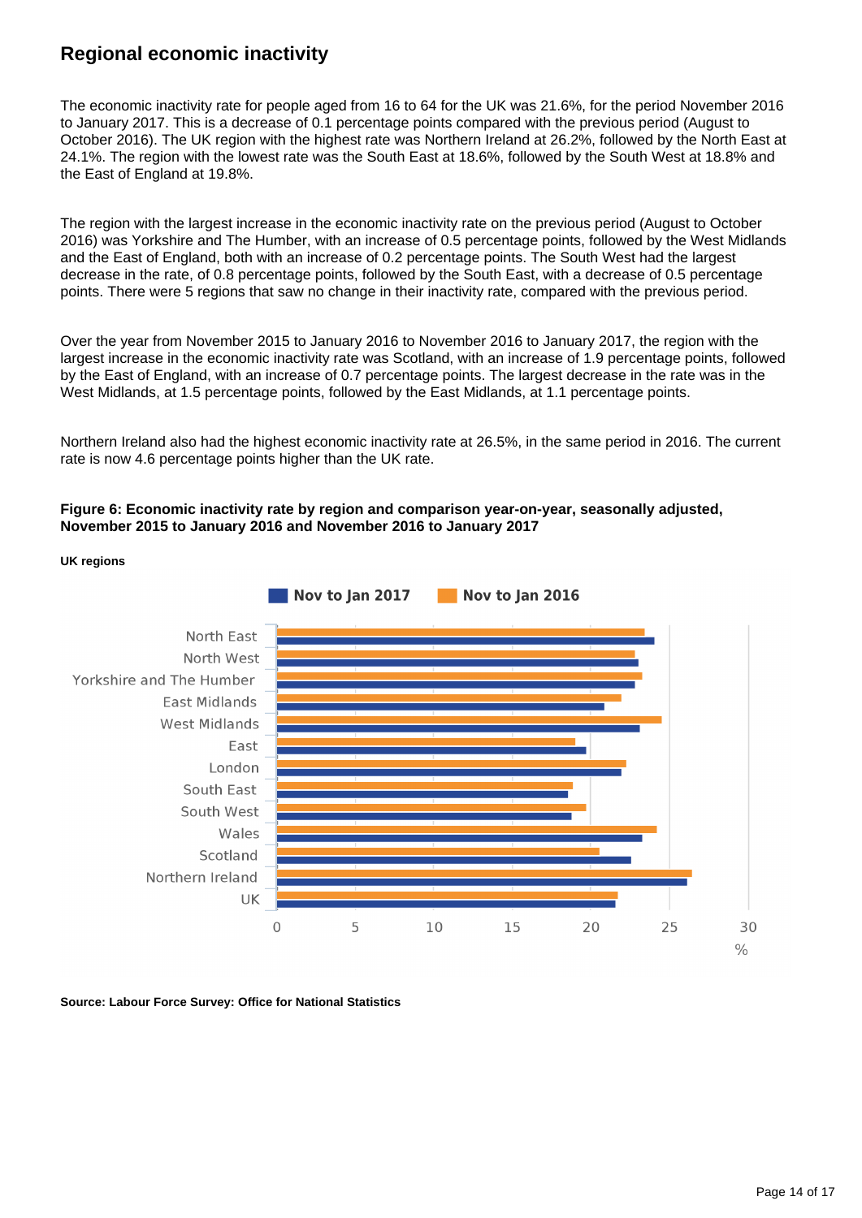## Regional economic inactivity

The economic inactivity rate for people aged from 16 to 64 for the UK was 21.6%, for the period November 2016 to January 2017. This is a decrease of 0.1 percentage points compared with the previous period (August to October 2016). The UK region with the highest rate was Northern Ireland at 26.2%, followed by the North East at 24.1%. The region with the lowest rate was the South East at 18.6%, followed by the South West at 18.8% and the East of England at 19.8%.

The region with the largest increase in the economic inactivity rate on the previous period (August to October 2016) was Yorkshire and The Humber, with an increase of 0.5 percentage points, followed by the West Midlands and the East of England, both with an increase of 0.2 percentage points. The South West had the largest decrease in the rate, of 0.8 percentage points, followed by the South East, with a decrease of 0.5 percentage points. There were 5 regions that saw no change in their inactivity rate, compared with the previous period.

Over the year from November 2015 to January 2016 to November 2016 to January 2017, the region with the largest increase in the economic inactivity rate was Scotland, with an increase of 1.9 percentage points, followed by the East of England, with an increase of 0.7 percentage points. The largest decrease in the rate was in the West Midlands, at 1.5 percentage points, followed by the East Midlands, at 1.1 percentage points.

Northern Ireland also had the highest economic inactivity rate at 26.5%, in the same period in 2016. The current rate is now 4.6 percentage points higher than the UK rate.

**Figure 6: Economic inactivity rate by region and comparison year-on-year, seasonally adjusted, November 2015 to January 2016 and November 2016 to January 2017**

**UK regions**

Nov to Jan 2017
Nov to Jan 2016

North East
North West
Yorkshire and The Humber
East Midlands
West Midlands
East
London
South East
South West
Wales
Scotland
Northern Ireland
UK

0
5
10
15
20
25
30
%

**Source: Labour Force Survey: Office for National Statistics**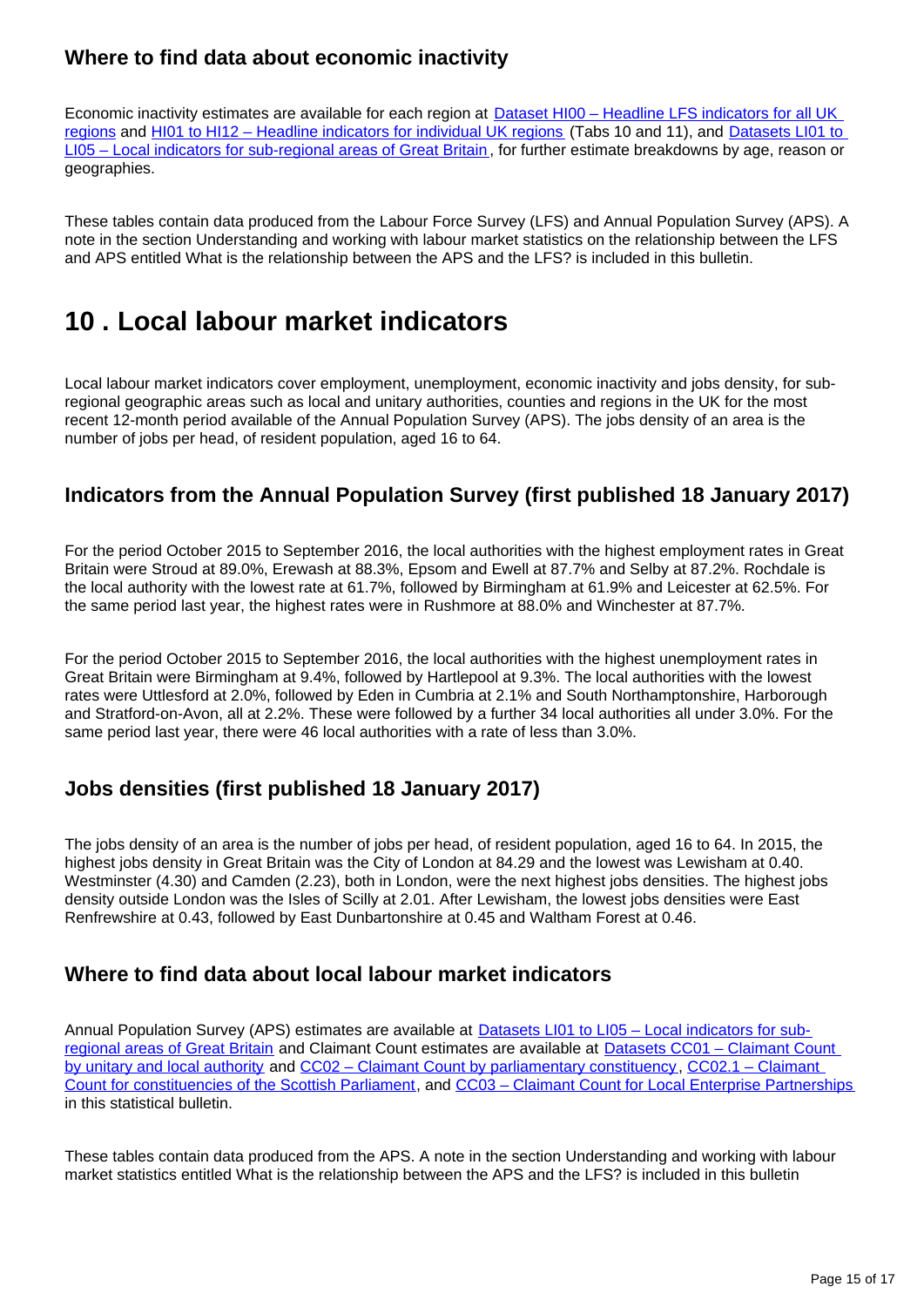### Where to find data about economic inactivity

Economic inactivity estimates are available for each region at Dataset HI00 – Headline LFS indicators for all UK regions and HI01 to HI12 – Headline indicators for individual UK regions (Tabs 10 and 11), and Datasets LI01 to LI05 – Local indicators for sub-regional areas of Great Britain, for further estimate breakdowns by age, reason or geographies.

These tables contain data produced from the Labour Force Survey (LFS) and Annual Population Survey (APS). A note in the section Understanding and working with labour market statistics on the relationship between the LFS and APS entitled What is the relationship between the APS and the LFS? is included in this bulletin.

## 10 . Local labour market indicators

Local labour market indicators cover employment, unemployment, economic inactivity and jobs density, for sub-regional geographic areas such as local and unitary authorities, counties and regions in the UK for the most recent 12-month period available of the Annual Population Survey (APS). The jobs density of an area is the number of jobs per head, of resident population, aged 16 to 64.

### Indicators from the Annual Population Survey (first published 18 January 2017)

For the period October 2015 to September 2016, the local authorities with the highest employment rates in Great Britain were Stroud at 89.0%, Erewash at 88.3%, Epsom and Ewell at 87.7% and Selby at 87.2%. Rochdale is the local authority with the lowest rate at 61.7%, followed by Birmingham at 61.9% and Leicester at 62.5%. For the same period last year, the highest rates were in Rushmore at 88.0% and Winchester at 87.7%.

For the period October 2015 to September 2016, the local authorities with the highest unemployment rates in Great Britain were Birmingham at 9.4%, followed by Hartlepool at 9.3%. The local authorities with the lowest rates were Uttlesford at 2.0%, followed by Eden in Cumbria at 2.1% and South Northamptonshire, Harborough and Stratford-on-Avon, all at 2.2%. These were followed by a further 34 local authorities all under 3.0%. For the same period last year, there were 46 local authorities with a rate of less than 3.0%.

### Jobs densities (first published 18 January 2017)

The jobs density of an area is the number of jobs per head, of resident population, aged 16 to 64. In 2015, the highest jobs density in Great Britain was the City of London at 84.29 and the lowest was Lewisham at 0.40. Westminster (4.30) and Camden (2.23), both in London, were the next highest jobs densities. The highest jobs density outside London was the Isles of Scilly at 2.01. After Lewisham, the lowest jobs densities were East Renfrewshire at 0.43, followed by East Dunbartonshire at 0.45 and Waltham Forest at 0.46.

### Where to find data about local labour market indicators

Annual Population Survey (APS) estimates are available at Datasets LI01 to LI05 – Local indicators for sub-regional areas of Great Britain and Claimant Count estimates are available at Datasets CC01 – Claimant Count by unitary and local authority and CC02 – Claimant Count by parliamentary constituency, CC02.1 – Claimant Count for constituencies of the Scottish Parliament, and CC03 – Claimant Count for Local Enterprise Partnerships in this statistical bulletin.

These tables contain data produced from the APS. A note in the section Understanding and working with labour market statistics entitled What is the relationship between the APS and the LFS? is included in this bulletin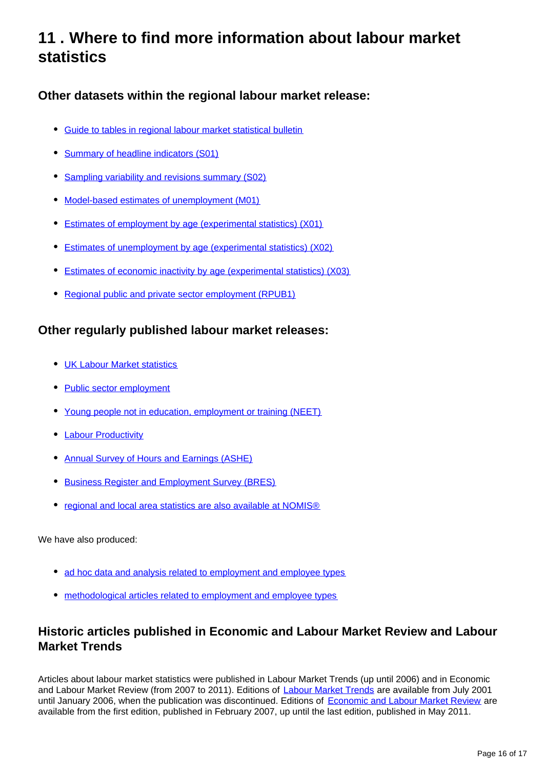## 11 . Where to find more information about labour market statistics

### Other datasets within the regional labour market release:

- Guide to tables in regional labour market statistical bulletin
- Summary of headline indicators (S01)
- Sampling variability and revisions summary (S02)
- Model-based estimates of unemployment (M01)
- Estimates of employment by age (experimental statistics) (X01)
- Estimates of unemployment by age (experimental statistics) (X02)
- Estimates of economic inactivity by age (experimental statistics) (X03)
- Regional public and private sector employment (RPUB1)

### Other regularly published labour market releases:

- UK Labour Market statistics
- Public sector employment
- Young people not in education, employment or training (NEET)
- Labour Productivity
- Annual Survey of Hours and Earnings (ASHE)
- Business Register and Employment Survey (BRES)
- regional and local area statistics are also available at NOMIS®

We have also produced:

- ad hoc data and analysis related to employment and employee types
- methodological articles related to employment and employee types

### Historic articles published in Economic and Labour Market Review and Labour Market Trends

Articles about labour market statistics were published in Labour Market Trends (up until 2006) and in Economic and Labour Market Review (from 2007 to 2011). Editions of Labour Market Trends are available from July 2001 until January 2006, when the publication was discontinued. Editions of Economic and Labour Market Review are available from the first edition, published in February 2007, up until the last edition, published in May 2011.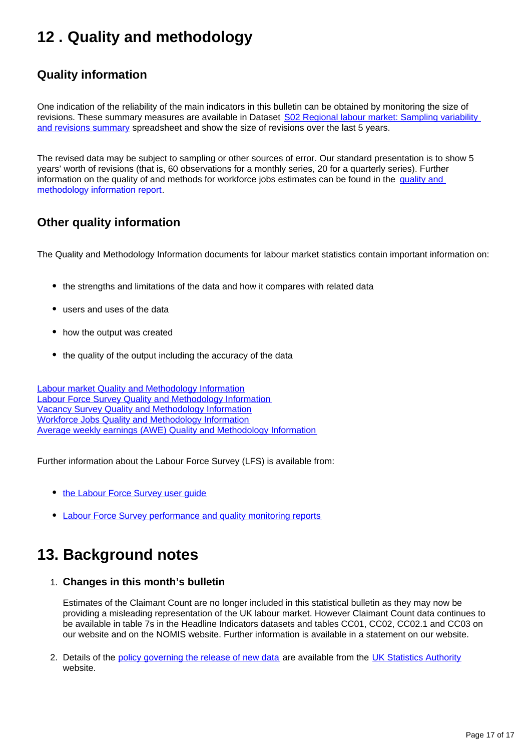## 12 . Quality and methodology

### Quality information

One indication of the reliability of the main indicators in this bulletin can be obtained by monitoring the size of revisions. These summary measures are available in Dataset S02 Regional labour market: Sampling variability and revisions summary spreadsheet and show the size of revisions over the last 5 years.

The revised data may be subject to sampling or other sources of error. Our standard presentation is to show 5 years' worth of revisions (that is, 60 observations for a monthly series, 20 for a quarterly series). Further information on the quality of and methods for workforce jobs estimates can be found in the quality and methodology information report.

### Other quality information

The Quality and Methodology Information documents for labour market statistics contain important information on:

- the strengths and limitations of the data and how it compares with related data
- users and uses of the data
- how the output was created
- the quality of the output including the accuracy of the data

Labour market Quality and Methodology Information
Labour Force Survey Quality and Methodology Information
Vacancy Survey Quality and Methodology Information
Workforce Jobs Quality and Methodology Information
Average weekly earnings (AWE) Quality and Methodology Information

Further information about the Labour Force Survey (LFS) is available from:

- the Labour Force Survey user guide
- Labour Force Survey performance and quality monitoring reports

## 13. Background notes

1. **Changes in this month's bulletin**

   Estimates of the Claimant Count are no longer included in this statistical bulletin as they may now be providing a misleading representation of the UK labour market. However Claimant Count data continues to be available in table 7s in the Headline Indicators datasets and tables CC01, CC02, CC02.1 and CC03 on our website and on the NOMIS website. Further information is available in a statement on our website.

2. Details of the policy governing the release of new data are available from the UK Statistics Authority website.